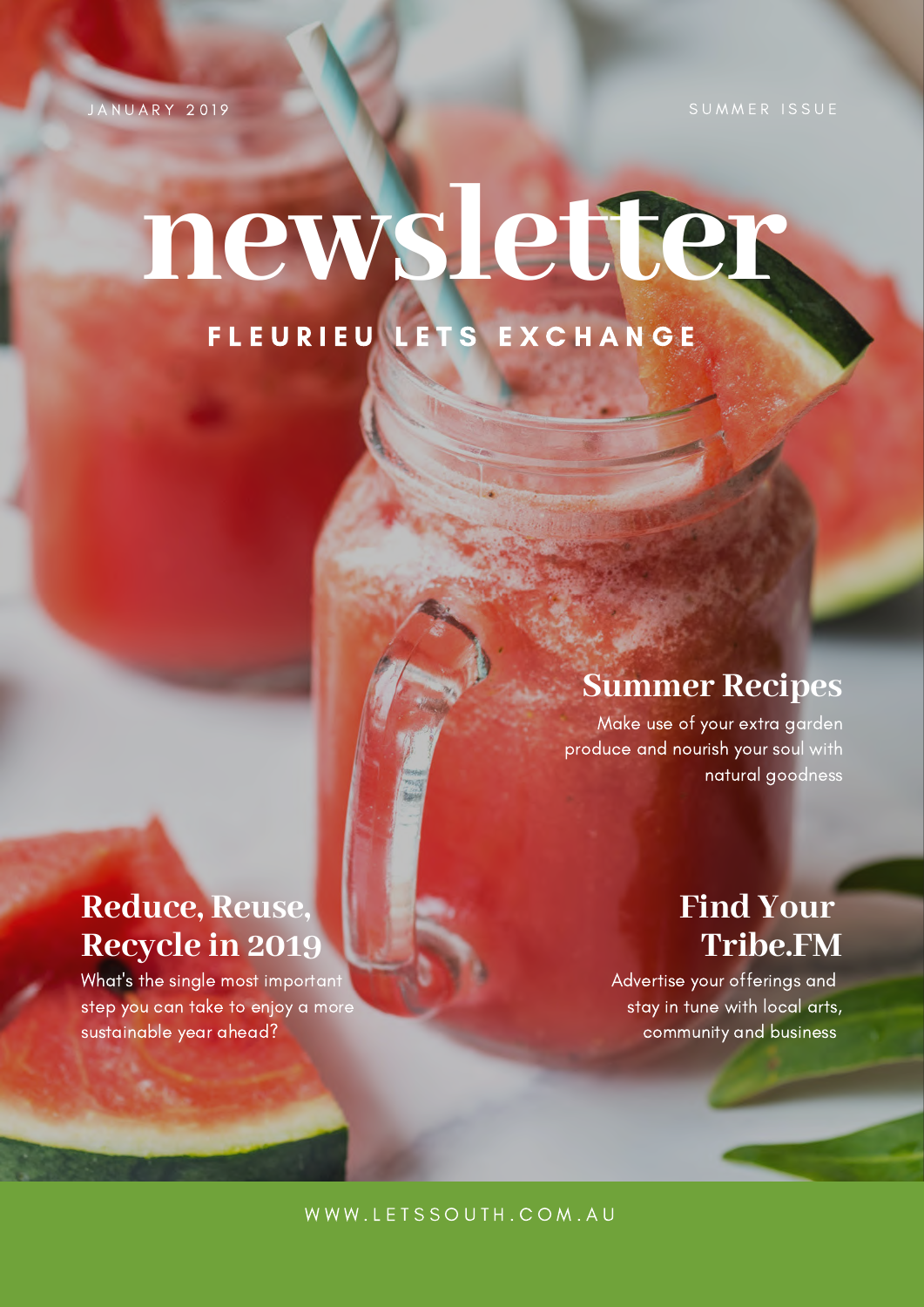JANUARY 2019

SUMMER ISSUE

# newsletter

## FLEURIEU LETS EXCHANGE

### Summer Recipes

Make use of your extra garden produce and nourish your soul with natural goodness

### Reduce, Reuse, Recycle in 2019

What's the single most important step you can take to enjoy a more sustainable year ahead?

### Find Your Tribe.FM

Advertise your offerings and stay in tune with local arts, community and business

WWW.LETSSOUTH.COM.AU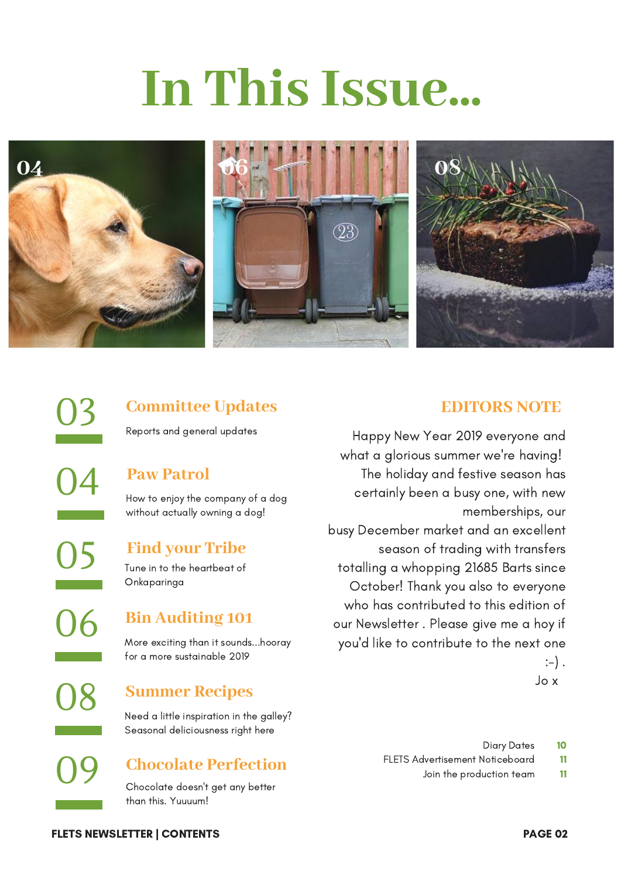# In This Issue...

04

06

08

**03** — **Committee Updates**

Reports and general updates

**04** — **Paw Patrol**

How to enjoy the company of a dog without actually owning a dog!

**05** — **Find your Tribe**

Tune in to the heartbeat of Onkaparinga

**06** — **Bin Auditing 101**

More exciting than it sounds...hooray for a more sustainable 2019

**08** — **Summer Recipes**

Need a little inspiration in the galley? Seasonal deliciousness right here

**09** — **Chocolate Perfection**

Chocolate doesn't get any better than this. Yuuuum!

## EDITORS NOTE

Happy New Year 2019 everyone and what a glorious summer we're having! The holiday and festive season has certainly been a busy one, with new memberships, our busy December market and an excellent season of trading with transfers totalling a whopping 21685 Barts since October! Thank you also to everyone who has contributed to this edition of our Newsletter . Please give me a hoy if you'd like to contribute to the next one :-) .

Jo x

Diary Dates — 10

FLETS Advertisement Noticeboard — 11

Join the production team — 11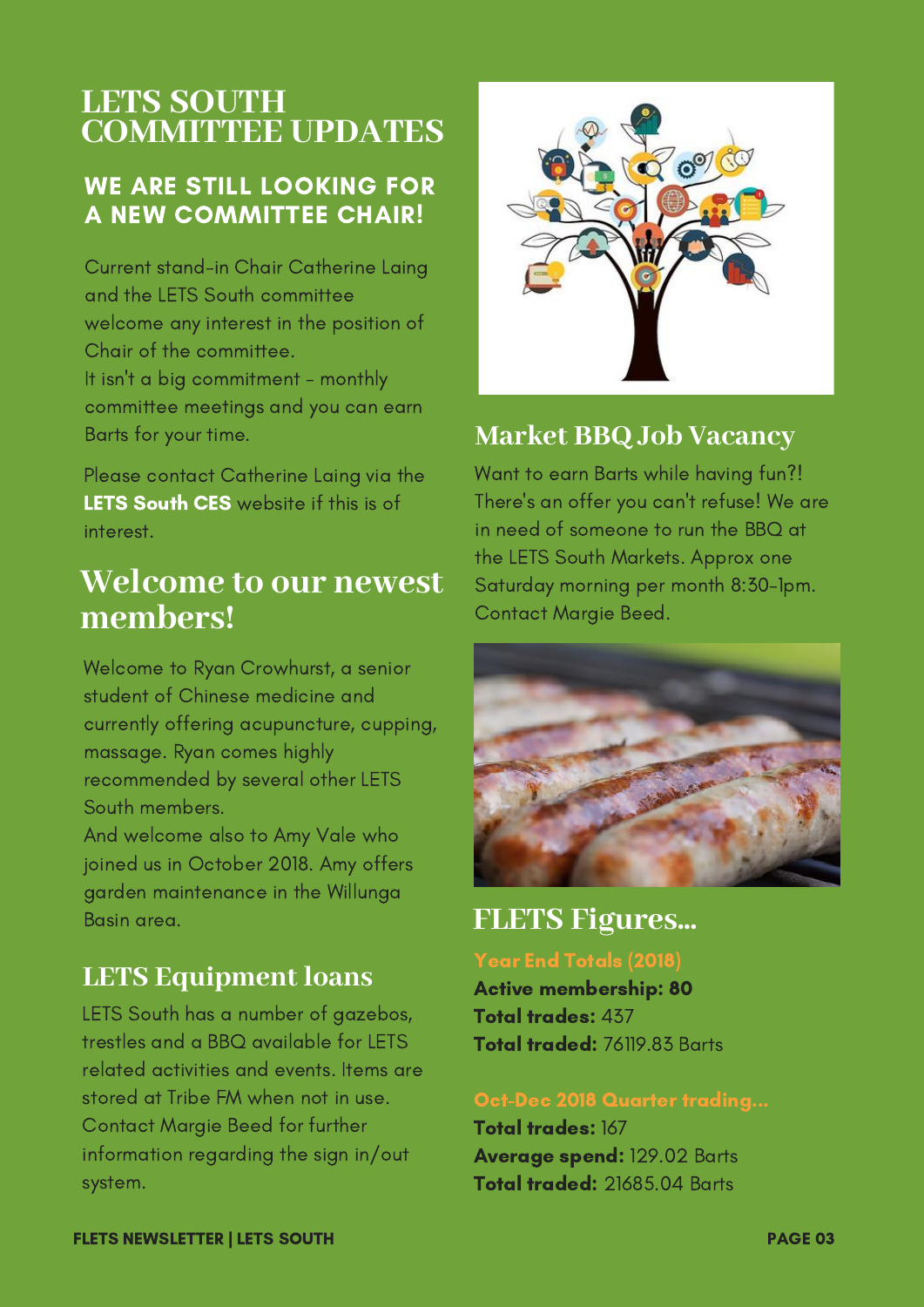# LETS SOUTH COMMITTEE UPDATES

## WE ARE STILL LOOKING FOR A NEW COMMITTEE CHAIR!

Current stand-in Chair Catherine Laing and the LETS South committee welcome any interest in the position of Chair of the committee.
It isn't a big commitment - monthly committee meetings and you can earn Barts for your time.

Please contact Catherine Laing via the **LETS South CES** website if this is of interest.

## Welcome to our newest members!

Welcome to Ryan Crowhurst, a senior student of Chinese medicine and currently offering acupuncture, cupping, massage. Ryan comes highly recommended by several other LETS South members.
And welcome also to Amy Vale who joined us in October 2018. Amy offers garden maintenance in the Willunga Basin area.

## LETS Equipment loans

LETS South has a number of gazebos, trestles and a BBQ available for LETS related activities and events. Items are stored at Tribe FM when not in use. Contact Margie Beed for further information regarding the sign in/out system.

## Market BBQ Job Vacancy

Want to earn Barts while having fun?! There's an offer you can't refuse! We are in need of someone to run the BBQ at the LETS South Markets. Approx one Saturday morning per month 8:30-1pm. Contact Margie Beed.

## FLETS Figures...

**Year End Totals (2018)**

**Active membership: 80**
**Total trades:** 437
**Total traded:** 76119.83 Barts

**Oct-Dec 2018 Quarter trading...**

**Total trades:** 167
**Average spend:** 129.02 Barts
**Total traded:** 21685.04 Barts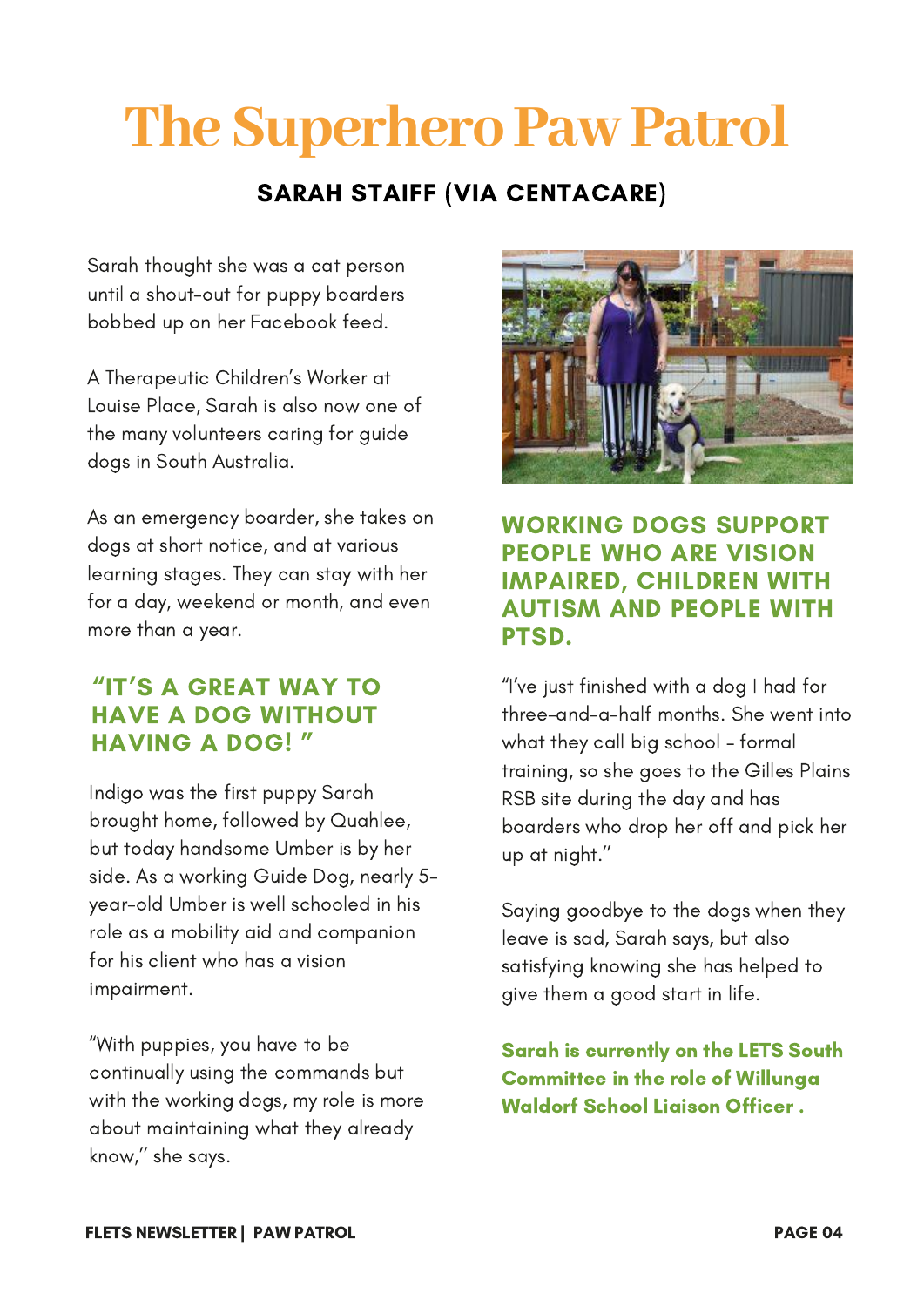# The Superhero Paw Patrol

## SARAH STAIFF (VIA CENTACARE)

Sarah thought she was a cat person until a shout-out for puppy boarders bobbed up on her Facebook feed.

A Therapeutic Children's Worker at Louise Place, Sarah is also now one of the many volunteers caring for guide dogs in South Australia.

As an emergency boarder, she takes on dogs at short notice, and at various learning stages. They can stay with her for a day, weekend or month, and even more than a year.

### "IT'S A GREAT WAY TO HAVE A DOG WITHOUT HAVING A DOG! "

Indigo was the first puppy Sarah brought home, followed by Quahlee, but today handsome Umber is by her side. As a working Guide Dog, nearly 5-year-old Umber is well schooled in his role as a mobility aid and companion for his client who has a vision impairment.

"With puppies, you have to be continually using the commands but with the working dogs, my role is more about maintaining what they already know," she says.

### WORKING DOGS SUPPORT PEOPLE WHO ARE VISION IMPAIRED, CHILDREN WITH AUTISM AND PEOPLE WITH PTSD.

"I've just finished with a dog I had for three-and-a-half months. She went into what they call big school - formal training, so she goes to the Gilles Plains RSB site during the day and has boarders who drop her off and pick her up at night."

Saying goodbye to the dogs when they leave is sad, Sarah says, but also satisfying knowing she has helped to give them a good start in life.

**Sarah is currently on the LETS South Committee in the role of Willunga Waldorf School Liaison Officer .**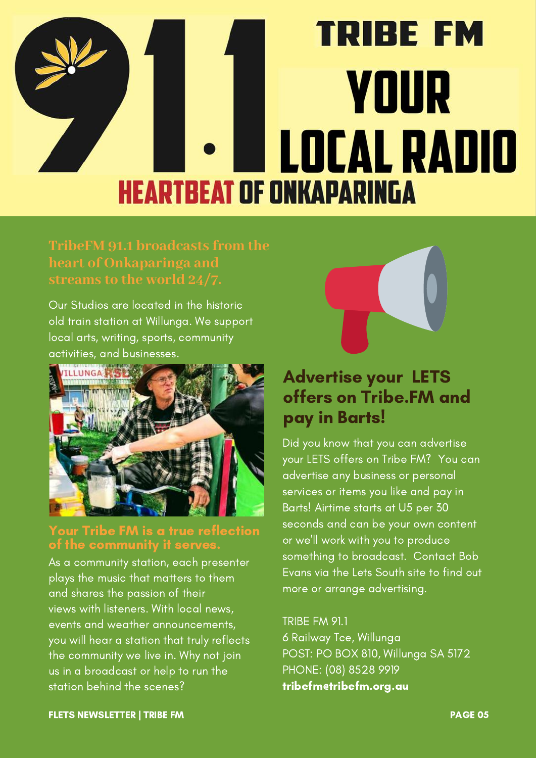# 91.1 TRIBE FM

# YOUR LOCAL RADIO

## HEARTBEAT OF ONKAPARINGA

### TribeFM 91.1 broadcasts from the heart of Onkaparinga and streams to the world 24/7.

Our Studios are located in the historic old train station at Willunga. We support local arts, writing, sports, community activities, and businesses.

### Your Tribe FM is a true reflection of the community it serves.

As a community station, each presenter plays the music that matters to them and shares the passion of their views with listeners. With local news, events and weather announcements, you will hear a station that truly reflects the community we live in. Why not join us in a broadcast or help to run the station behind the scenes?

## Advertise your LETS offers on Tribe.FM and pay in Barts!

Did you know that you can advertise your LETS offers on Tribe FM? You can advertise any business or personal services or items you like and pay in Barts! Airtime starts at U5 per 30 seconds and can be your own content or we'll work with you to produce something to broadcast. Contact Bob Evans via the Lets South site to find out more or arrange advertising.

TRIBE FM 91.1
6 Railway Tce, Willunga
POST: PO BOX 810, Willunga SA 5172
PHONE: (08) 8528 9919
**tribefm@tribefm.org.au**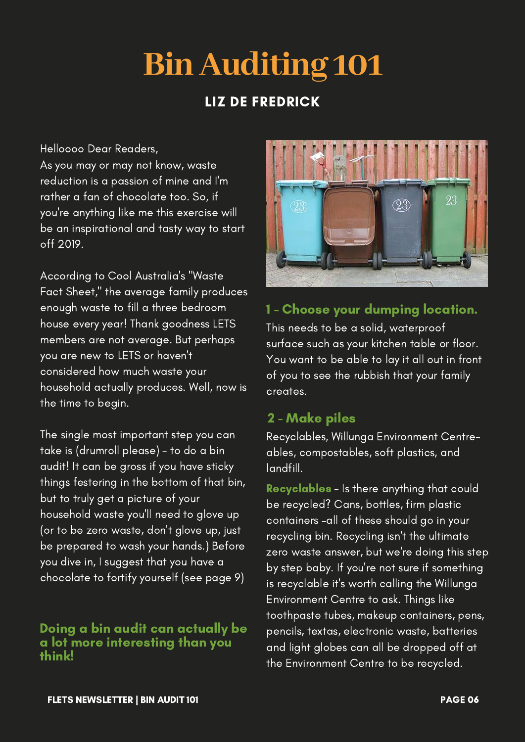# Bin Auditing 101

## LIZ DE FREDRICK

Helloooo Dear Readers,
As you may or may not know, waste reduction is a passion of mine and I'm rather a fan of chocolate too. So, if you're anything like me this exercise will be an inspirational and tasty way to start off 2019.

According to Cool Australia's "Waste Fact Sheet," the average family produces enough waste to fill a three bedroom house every year! Thank goodness LETS members are not average. But perhaps you are new to LETS or haven't considered how much waste your household actually produces. Well, now is the time to begin.

The single most important step you can take is (drumroll please) - to do a bin audit! It can be gross if you have sticky things festering in the bottom of that bin, but to truly get a picture of your household waste you'll need to glove up (or to be zero waste, don't glove up, just be prepared to wash your hands.) Before you dive in, I suggest that you have a chocolate to fortify yourself (see page 9)

**Doing a bin audit can actually be a lot more interesting than you think!**

### 1 - Choose your dumping location.

This needs to be a solid, waterproof surface such as your kitchen table or floor. You want to be able to lay it all out in front of you to see the rubbish that your family creates.

### 2 - Make piles

Recyclables, Willunga Environment Centre-ables, compostables, soft plastics, and landfill.

**Recyclables** - Is there anything that could be recycled? Cans, bottles, firm plastic containers -all of these should go in your recycling bin. Recycling isn't the ultimate zero waste answer, but we're doing this step by step baby. If you're not sure if something is recyclable it's worth calling the Willunga Environment Centre to ask. Things like toothpaste tubes, makeup containers, pens, pencils, textas, electronic waste, batteries and light globes can all be dropped off at the Environment Centre to be recycled.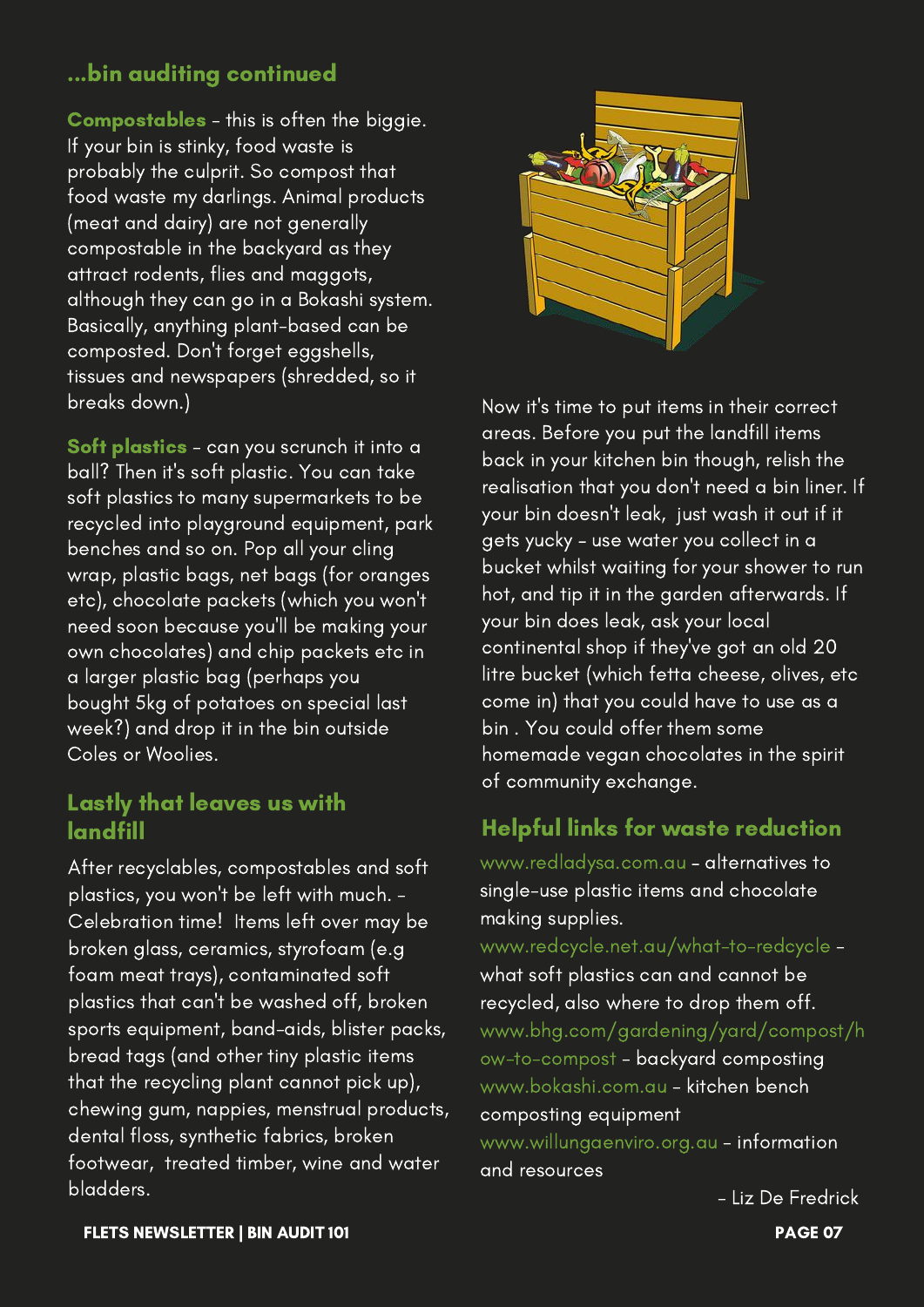## ...bin auditing continued

**Compostables** - this is often the biggie. If your bin is stinky, food waste is probably the culprit. So compost that food waste my darlings. Animal products (meat and dairy) are not generally compostable in the backyard as they attract rodents, flies and maggots, although they can go in a Bokashi system. Basically, anything plant-based can be composted. Don't forget eggshells, tissues and newspapers (shredded, so it breaks down.)

**Soft plastics** - can you scrunch it into a ball? Then it's soft plastic. You can take soft plastics to many supermarkets to be recycled into playground equipment, park benches and so on. Pop all your cling wrap, plastic bags, net bags (for oranges etc), chocolate packets (which you won't need soon because you'll be making your own chocolates) and chip packets etc in a larger plastic bag (perhaps you bought 5kg of potatoes on special last week?) and drop it in the bin outside Coles or Woolies.

## Lastly that leaves us with landfill

After recyclables, compostables and soft plastics, you won't be left with much. - Celebration time! Items left over may be broken glass, ceramics, styrofoam (e.g foam meat trays), contaminated soft plastics that can't be washed off, broken sports equipment, band-aids, blister packs, bread tags (and other tiny plastic items that the recycling plant cannot pick up), chewing gum, nappies, menstrual products, dental floss, synthetic fabrics, broken footwear, treated timber, wine and water bladders.

Now it's time to put items in their correct areas. Before you put the landfill items back in your kitchen bin though, relish the realisation that you don't need a bin liner. If your bin doesn't leak, just wash it out if it gets yucky - use water you collect in a bucket whilst waiting for your shower to run hot, and tip it in the garden afterwards. If your bin does leak, ask your local continental shop if they've got an old 20 litre bucket (which fetta cheese, olives, etc come in) that you could have to use as a bin . You could offer them some homemade vegan chocolates in the spirit of community exchange.

## Helpful links for waste reduction

www.redladysa.com.au - alternatives to single-use plastic items and chocolate making supplies.
www.redcycle.net.au/what-to-redcycle - what soft plastics can and cannot be recycled, also where to drop them off.
www.bhg.com/gardening/yard/compost/how-to-compost - backyard composting
www.bokashi.com.au - kitchen bench composting equipment
www.willungaenviro.org.au - information and resources

- Liz De Fredrick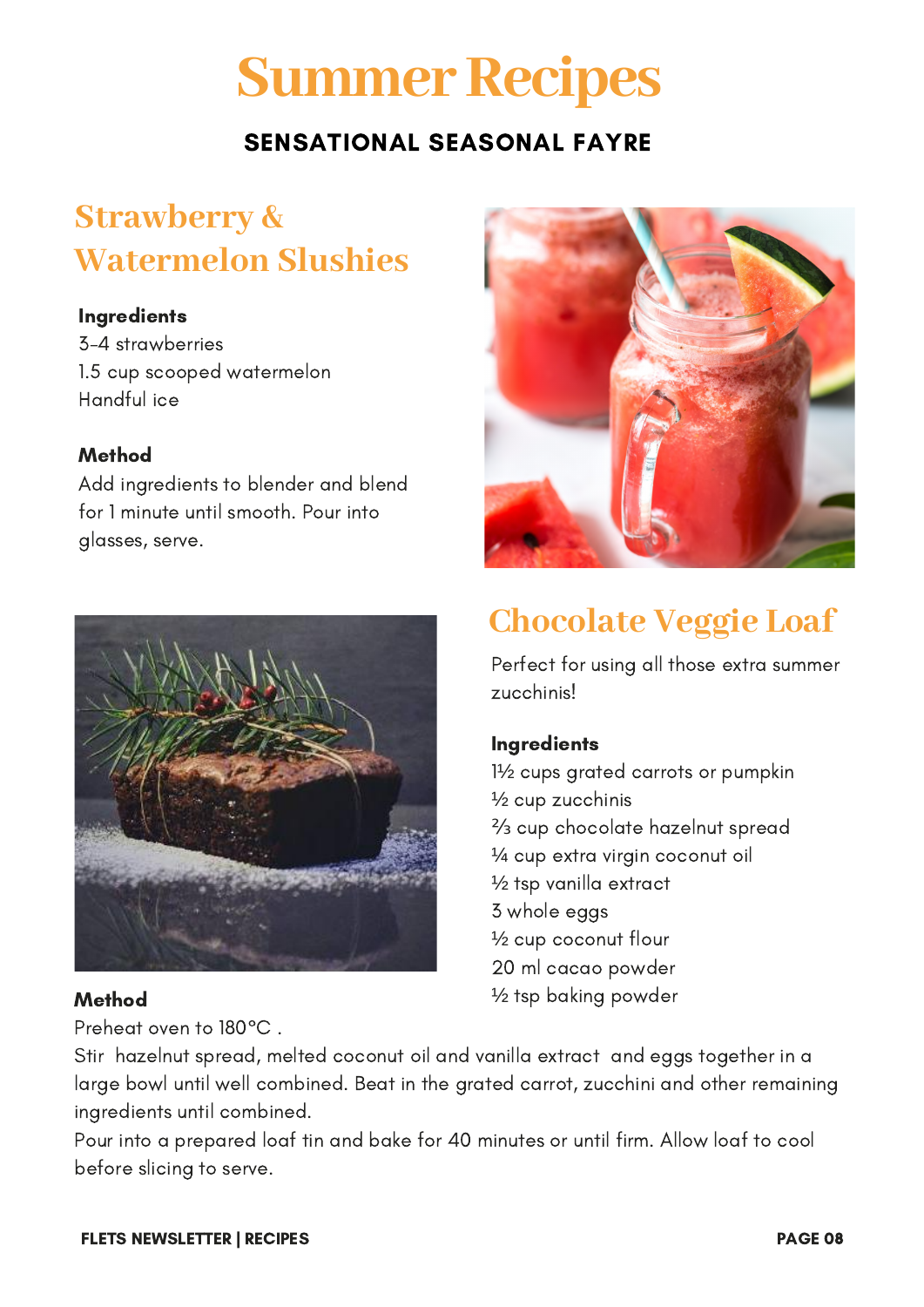# Summer Recipes

**SENSATIONAL SEASONAL FAYRE**

## Strawberry & Watermelon Slushies

**Ingredients**

3-4 strawberries
1.5 cup scooped watermelon
Handful ice

**Method**

Add ingredients to blender and blend for 1 minute until smooth. Pour into glasses, serve.

## Chocolate Veggie Loaf

Perfect for using all those extra summer zucchinis!

**Ingredients**

1½ cups grated carrots or pumpkin
½ cup zucchinis
⅔ cup chocolate hazelnut spread
¼ cup extra virgin coconut oil
½ tsp vanilla extract
3 whole eggs
½ cup coconut flour
20 ml cacao powder
½ tsp baking powder

**Method**

Preheat oven to 180°C .

Stir hazelnut spread, melted coconut oil and vanilla extract and eggs together in a large bowl until well combined. Beat in the grated carrot, zucchini and other remaining ingredients until combined.

Pour into a prepared loaf tin and bake for 40 minutes or until firm. Allow loaf to cool before slicing to serve.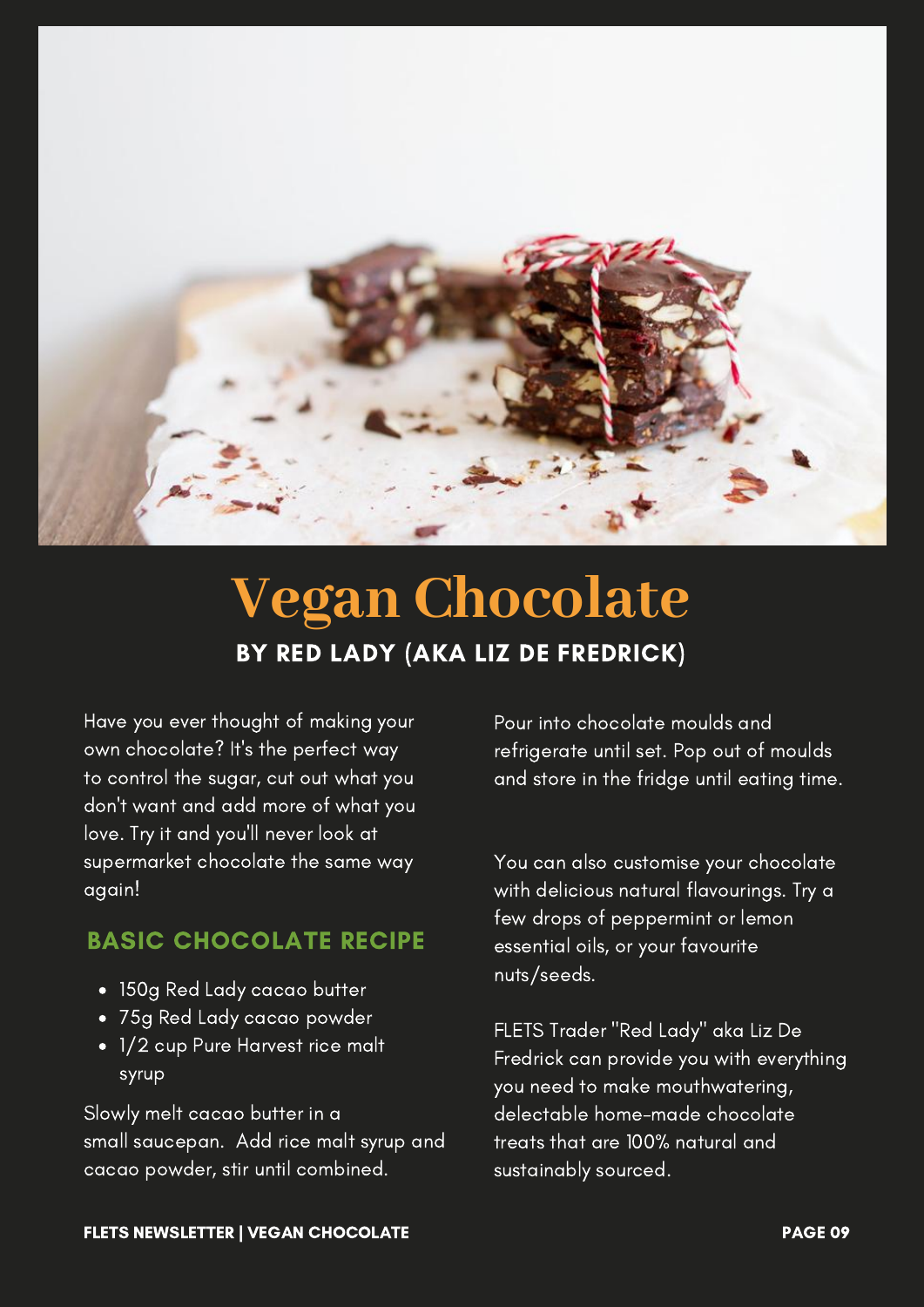# Vegan Chocolate

## BY RED LADY (AKA LIZ DE FREDRICK)

Have you ever thought of making your own chocolate? It's the perfect way to control the sugar, cut out what you don't want and add more of what you love. Try it and you'll never look at supermarket chocolate the same way again!

### BASIC CHOCOLATE RECIPE

- 150g Red Lady cacao butter
- 75g Red Lady cacao powder
- 1/2 cup Pure Harvest rice malt syrup

Slowly melt cacao butter in a small saucepan. Add rice malt syrup and cacao powder, stir until combined.

Pour into chocolate moulds and refrigerate until set. Pop out of moulds and store in the fridge until eating time.

You can also customise your chocolate with delicious natural flavourings. Try a few drops of peppermint or lemon essential oils, or your favourite nuts/seeds.

FLETS Trader "Red Lady" aka Liz De Fredrick can provide you with everything you need to make mouthwatering, delectable home-made chocolate treats that are 100% natural and sustainably sourced.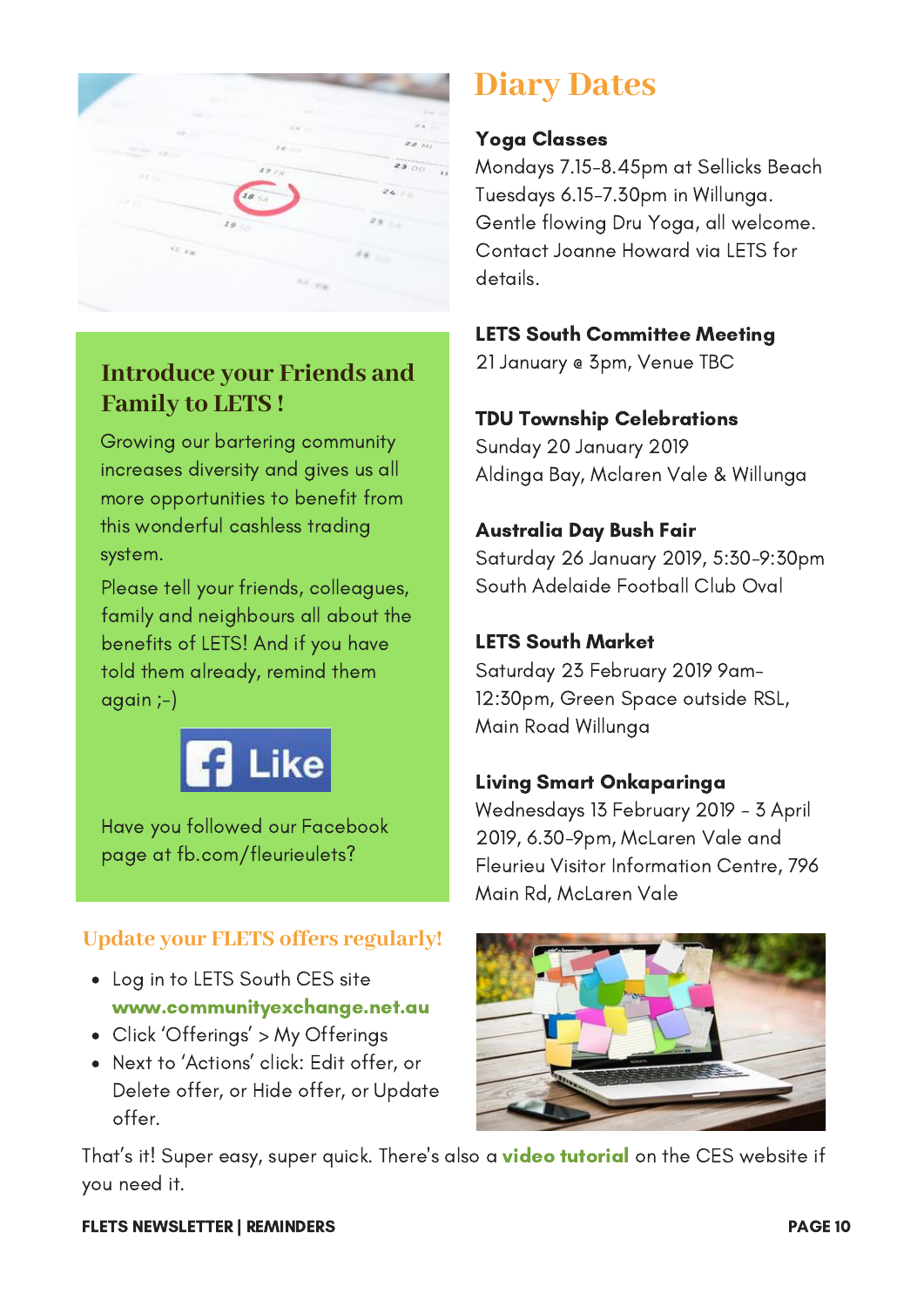## Introduce your Friends and Family to LETS !

Growing our bartering community increases diversity and gives us all more opportunities to benefit from this wonderful cashless trading system.

Please tell your friends, colleagues, family and neighbours all about the benefits of LETS! And if you have told them already, remind them again ;-)

Like

Have you followed our Facebook page at fb.com/fleurieulets?

## Update your FLETS offers regularly!

- Log in to LETS South CES site **www.communityexchange.net.au**
- Click 'Offerings' > My Offerings
- Next to 'Actions' click: Edit offer, or Delete offer, or Hide offer, or Update offer.

# Diary Dates

**Yoga Classes**
Mondays 7.15-8.45pm at Sellicks Beach
Tuesdays 6.15-7.30pm in Willunga.
Gentle flowing Dru Yoga, all welcome.
Contact Joanne Howard via LETS for details.

**LETS South Committee Meeting**
21 January @ 3pm, Venue TBC

**TDU Township Celebrations**
Sunday 20 January 2019
Aldinga Bay, Mclaren Vale & Willunga

**Australia Day Bush Fair**
Saturday 26 January 2019, 5:30-9:30pm
South Adelaide Football Club Oval

**LETS South Market**
Saturday 23 February 2019 9am-12:30pm, Green Space outside RSL, Main Road Willunga

**Living Smart Onkaparinga**
Wednesdays 13 February 2019 - 3 April 2019, 6.30-9pm, McLaren Vale and Fleurieu Visitor Information Centre, 796 Main Rd, McLaren Vale

That's it! Super easy, super quick. There's also a **video tutorial** on the CES website if you need it.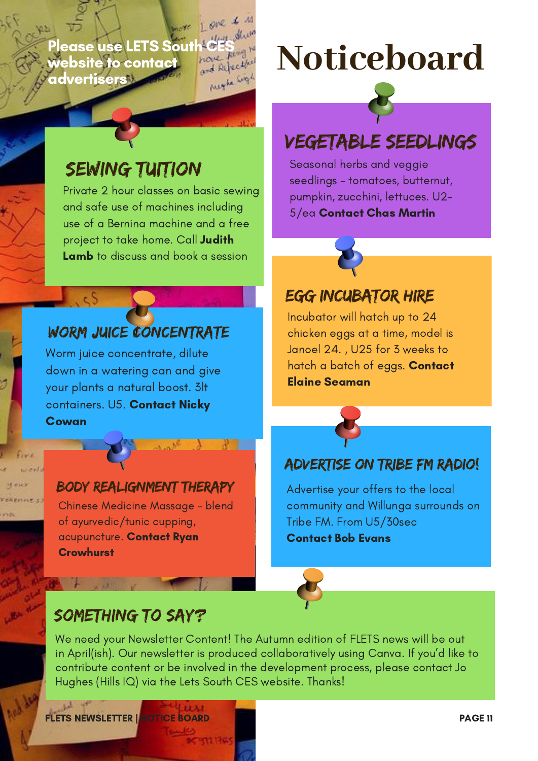Please use LETS South CES website to contact advertisers

# Noticeboard

## SEWING TUITION

Private 2 hour classes on basic sewing and safe use of machines including use of a Bernina machine and a free project to take home. Call **Judith Lamb** to discuss and book a session

## WORM JUICE CONCENTRATE

Worm juice concentrate, dilute down in a watering can and give your plants a natural boost. 3lt containers. U5. **Contact Nicky Cowan**

## BODY REALIGNMENT THERAPY

Chinese Medicine Massage - blend of ayurvedic/tunic cupping, acupuncture. **Contact Ryan Crowhurst**

## VEGETABLE SEEDLINGS

Seasonal herbs and veggie seedlings - tomatoes, butternut, pumpkin, zucchini, lettuces. U2-5/ea **Contact Chas Martin**

## EGG INCUBATOR HIRE

Incubator will hatch up to 24 chicken eggs at a time, model is Janoel 24. , U25 for 3 weeks to hatch a batch of eggs. **Contact Elaine Seaman**

## ADVERTISE ON TRIBE FM RADIO!

Advertise your offers to the local community and Willunga surrounds on Tribe FM. From U5/30sec **Contact Bob Evans**

## SOMETHING TO SAY?

We need your Newsletter Content! The Autumn edition of FLETS news will be out in April(ish). Our newsletter is produced collaboratively using Canva. If you'd like to contribute content or be involved in the development process, please contact Jo Hughes (Hills IQ) via the Lets South CES website. Thanks!